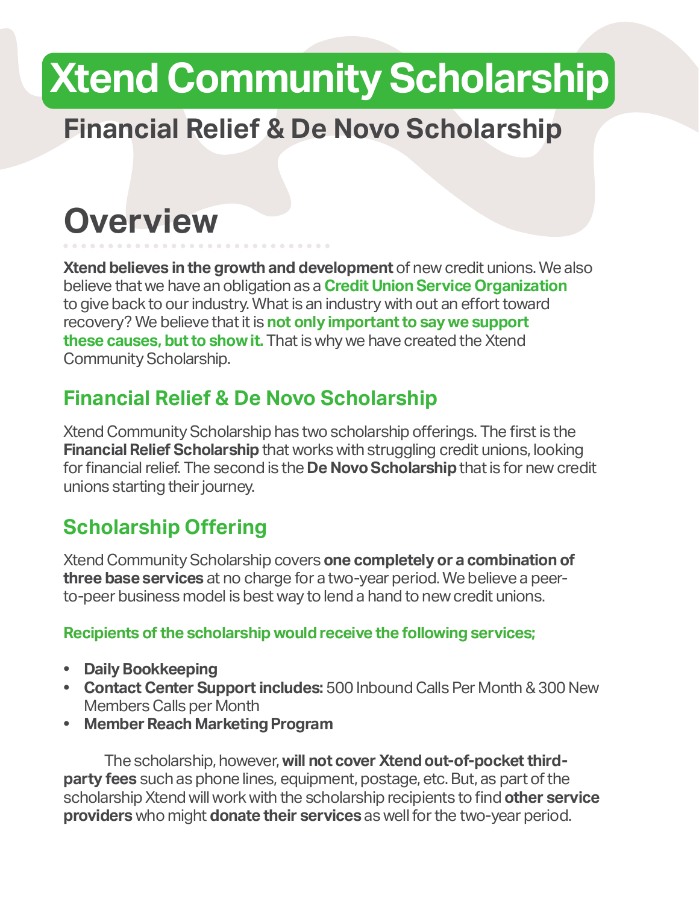# Xtend Community Scholarship

## Financial Relief & De Novo Scholarship

# Overview

**Xtend believes in the growth and development** of new credit unions. We also believe that we have an obligation as a **Credit Union Service Organization** to give back to our industry. What is an industry with out an effort toward recovery? We believe that it is **not only important to say we support these causes, but to show it.** That is why we have created the Xtend Community Scholarship.

## Financial Relief & De Novo Scholarship

Xtend Community Scholarship has two scholarship offerings. The first is the **Financial Relief Scholarship** that works with struggling credit unions, looking for financial relief. The second is the **De Novo Scholarship** that is for new credit unions starting their journey.

## Scholarship Offering

Xtend Community Scholarship covers **one completely or a combination of three base services** at no charge for a two-year period. We believe a peer-to-peer business model is best way to lend a hand to new credit unions.

**Recipients of the scholarship would receive the following services;**

- **Daily Bookkeeping**
- **Contact Center Support includes:** 500 Inbound Calls Per Month & 300 New Members Calls per Month
- **Member Reach Marketing Program**

The scholarship, however, **will not cover Xtend out-of-pocket third-party fees** such as phone lines, equipment, postage, etc. But, as part of the scholarship Xtend will work with the scholarship recipients to find **other service providers** who might **donate their services** as well for the two-year period.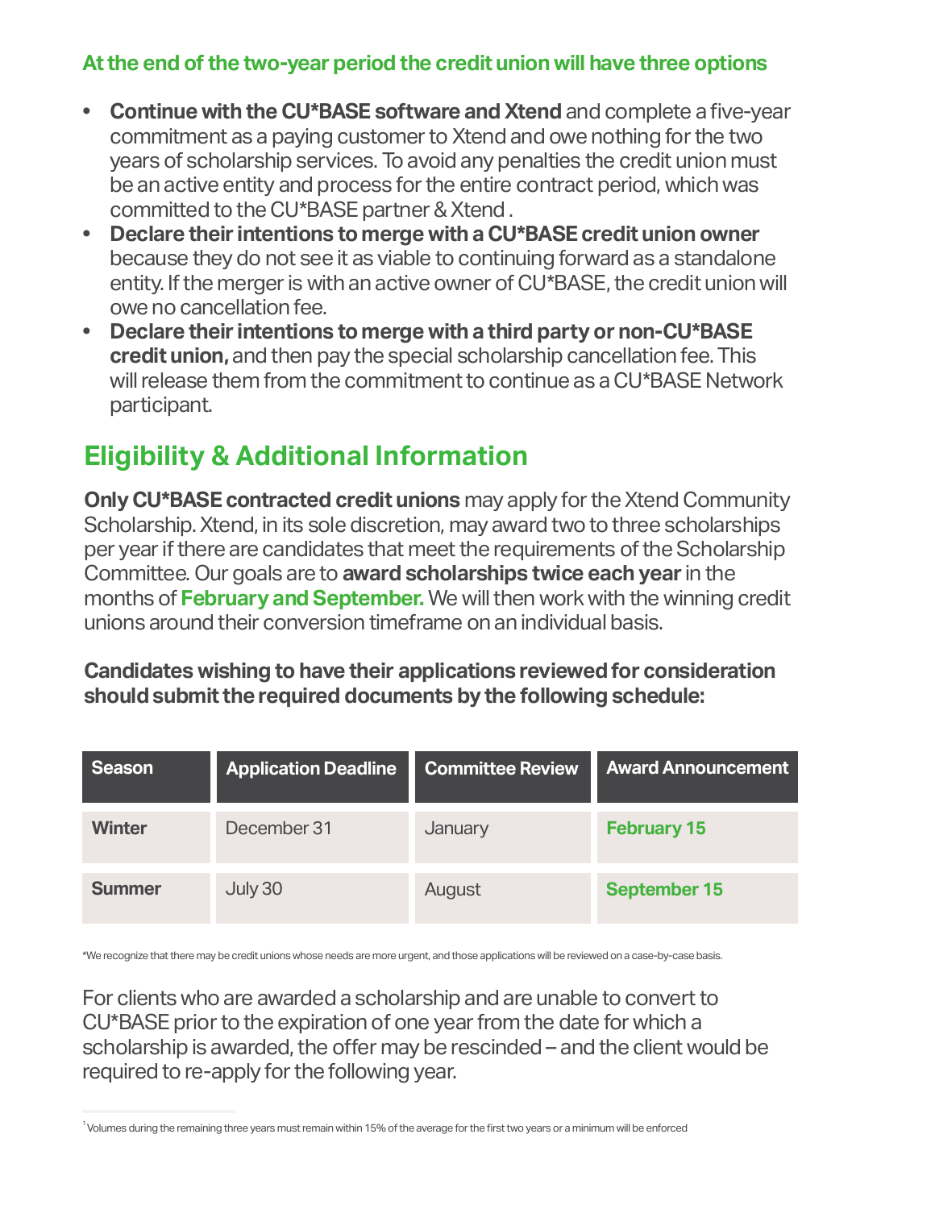### At the end of the two-year period the credit union will have three options

- **Continue with the CU*BASE software and Xtend** and complete a five-year commitment as a paying customer to Xtend and owe nothing for the two years of scholarship services. To avoid any penalties the credit union must be an active entity and process for the entire contract period, which was committed to the CU*BASE partner & Xtend .
- **Declare their intentions to merge with a CU*BASE credit union owner** because they do not see it as viable to continuing forward as a standalone entity. If the merger is with an active owner of CU*BASE, the credit union will owe no cancellation fee.
- **Declare their intentions to merge with a third party or non-CU*BASE credit union,** and then pay the special scholarship cancellation fee. This will release them from the commitment to continue as a CU*BASE Network participant.

## Eligibility & Additional Information

**Only CU*BASE contracted credit unions** may apply for the Xtend Community Scholarship. Xtend, in its sole discretion, may award two to three scholarships per year if there are candidates that meet the requirements of the Scholarship Committee. Our goals are to **award scholarships twice each year** in the months of **February and September.** We will then work with the winning credit unions around their conversion timeframe on an individual basis.

**Candidates wishing to have their applications reviewed for consideration should submit the required documents by the following schedule:**

| Season | Application Deadline | Committee Review | Award Announcement |
|---|---|---|---|
| **Winter** | December 31 | January | **February 15** |
| **Summer** | July 30 | August | **September 15** |

*We recognize that there may be credit unions whose needs are more urgent, and those applications will be reviewed on a case-by-case basis.

For clients who are awarded a scholarship and are unable to convert to CU*BASE prior to the expiration of one year from the date for which a scholarship is awarded, the offer may be rescinded – and the client would be required to re-apply for the following year.

[1] Volumes during the remaining three years must remain within 15% of the average for the first two years or a minimum will be enforced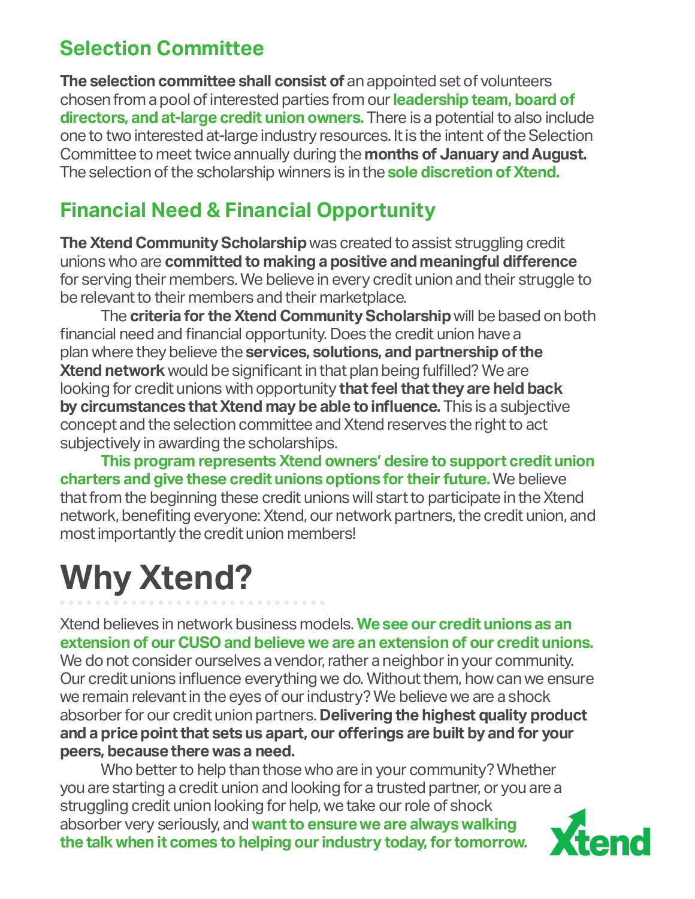## Selection Committee

**The selection committee shall consist of** an appointed set of volunteers chosen from a pool of interested parties from our **leadership team, board of directors, and at-large credit union owners.** There is a potential to also include one to two interested at-large industry resources. It is the intent of the Selection Committee to meet twice annually during the **months of January and August.** The selection of the scholarship winners is in the **sole discretion of Xtend.**

## Financial Need & Financial Opportunity

**The Xtend Community Scholarship** was created to assist struggling credit unions who are **committed to making a positive and meaningful difference** for serving their members. We believe in every credit union and their struggle to be relevant to their members and their marketplace.

The **criteria for the Xtend Community Scholarship** will be based on both financial need and financial opportunity. Does the credit union have a plan where they believe the **services, solutions, and partnership of the Xtend network** would be significant in that plan being fulfilled? We are looking for credit unions with opportunity **that feel that they are held back by circumstances that Xtend may be able to influence.** This is a subjective concept and the selection committee and Xtend reserves the right to act subjectively in awarding the scholarships.

**This program represents Xtend owners' desire to support credit union charters and give these credit unions options for their future.** We believe that from the beginning these credit unions will start to participate in the Xtend network, benefiting everyone: Xtend, our network partners, the credit union, and most importantly the credit union members!

# Why Xtend?

Xtend believes in network business models. **We see our credit unions as an extension of our CUSO and believe we are an extension of our credit unions.** We do not consider ourselves a vendor, rather a neighbor in your community. Our credit unions influence everything we do. Without them, how can we ensure we remain relevant in the eyes of our industry? We believe we are a shock absorber for our credit union partners. **Delivering the highest quality product and a price point that sets us apart, our offerings are built by and for your peers, because there was a need.**

Who better to help than those who are in your community? Whether you are starting a credit union and looking for a trusted partner, or you are a struggling credit union looking for help, we take our role of shock absorber very seriously, and **want to ensure we are always walking the talk when it comes to helping our industry today, for tomorrow.**

Xtend